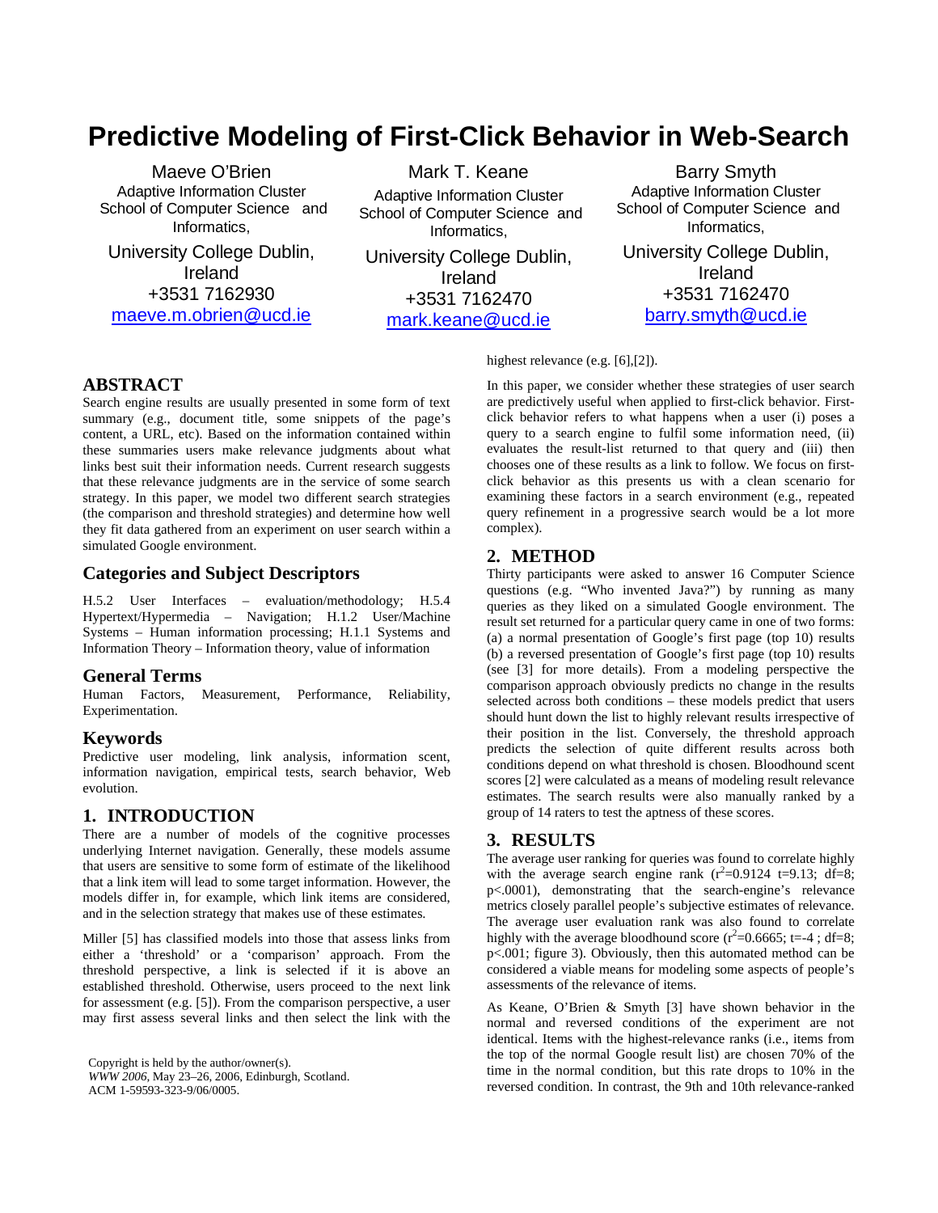# Predictive Modeling of First-Click Behavior in Web-Search

Maeve O'Brien
Adaptive Information Cluster
School of Computer Science and Informatics,
University College Dublin, Ireland
+3531 7162930
maeve.m.obrien@ucd.ie

Mark T. Keane
Adaptive Information Cluster
School of Computer Science and Informatics,
University College Dublin, Ireland
+3531 7162470
mark.keane@ucd.ie

Barry Smyth
Adaptive Information Cluster
School of Computer Science and Informatics,
University College Dublin, Ireland
+3531 7162470
barry.smyth@ucd.ie

## ABSTRACT

Search engine results are usually presented in some form of text summary (e.g., document title, some snippets of the page's content, a URL, etc). Based on the information contained within these summaries users make relevance judgments about what links best suit their information needs. Current research suggests that these relevance judgments are in the service of some search strategy. In this paper, we model two different search strategies (the comparison and threshold strategies) and determine how well they fit data gathered from an experiment on user search within a simulated Google environment.

## Categories and Subject Descriptors

H.5.2 User Interfaces – evaluation/methodology; H.5.4 Hypertext/Hypermedia – Navigation; H.1.2 User/Machine Systems – Human information processing; H.1.1 Systems and Information Theory – Information theory, value of information

## General Terms

Human Factors, Measurement, Performance, Reliability, Experimentation.

## Keywords

Predictive user modeling, link analysis, information scent, information navigation, empirical tests, search behavior, Web evolution.

## 1. INTRODUCTION

There are a number of models of the cognitive processes underlying Internet navigation. Generally, these models assume that users are sensitive to some form of estimate of the likelihood that a link item will lead to some target information. However, the models differ in, for example, which link items are considered, and in the selection strategy that makes use of these estimates.

Miller [5] has classified models into those that assess links from either a 'threshold' or a 'comparison' approach. From the threshold perspective, a link is selected if it is above an established threshold. Otherwise, users proceed to the next link for assessment (e.g. [5]). From the comparison perspective, a user may first assess several links and then select the link with the highest relevance (e.g. [6],[2]).

Copyright is held by the author/owner(s).
*WWW 2006*, May 23–26, 2006, Edinburgh, Scotland.
ACM 1-59593-323-9/06/0005.

In this paper, we consider whether these strategies of user search are predictively useful when applied to first-click behavior. First-click behavior refers to what happens when a user (i) poses a query to a search engine to fulfil some information need, (ii) evaluates the result-list returned to that query and (iii) then chooses one of these results as a link to follow. We focus on first-click behavior as this presents us with a clean scenario for examining these factors in a search environment (e.g., repeated query refinement in a progressive search would be a lot more complex).

## 2. METHOD

Thirty participants were asked to answer 16 Computer Science questions (e.g. "Who invented Java?") by running as many queries as they liked on a simulated Google environment. The result set returned for a particular query came in one of two forms: (a) a normal presentation of Google's first page (top 10) results (b) a reversed presentation of Google's first page (top 10) results (see [3] for more details). From a modeling perspective the comparison approach obviously predicts no change in the results selected across both conditions – these models predict that users should hunt down the list to highly relevant results irrespective of their position in the list. Conversely, the threshold approach predicts the selection of quite different results across both conditions depend on what threshold is chosen. Bloodhound scent scores [2] were calculated as a means of modeling result relevance estimates. The search results were also manually ranked by a group of 14 raters to test the aptness of these scores.

## 3. RESULTS

The average user ranking for queries was found to correlate highly with the average search engine rank ($r^2$=0.9124 t=9.13; df=8; p<.0001), demonstrating that the search-engine's relevance metrics closely parallel people's subjective estimates of relevance. The average user evaluation rank was also found to correlate highly with the average bloodhound score ($r^2$=0.6665; t=-4 ; df=8; p<.001; figure 3). Obviously, then this automated method can be considered a viable means for modeling some aspects of people's assessments of the relevance of items.

As Keane, O'Brien & Smyth [3] have shown behavior in the normal and reversed conditions of the experiment are not identical. Items with the highest-relevance ranks (i.e., items from the top of the normal Google result list) are chosen 70% of the time in the normal condition, but this rate drops to 10% in the reversed condition. In contrast, the 9th and 10th relevance-ranked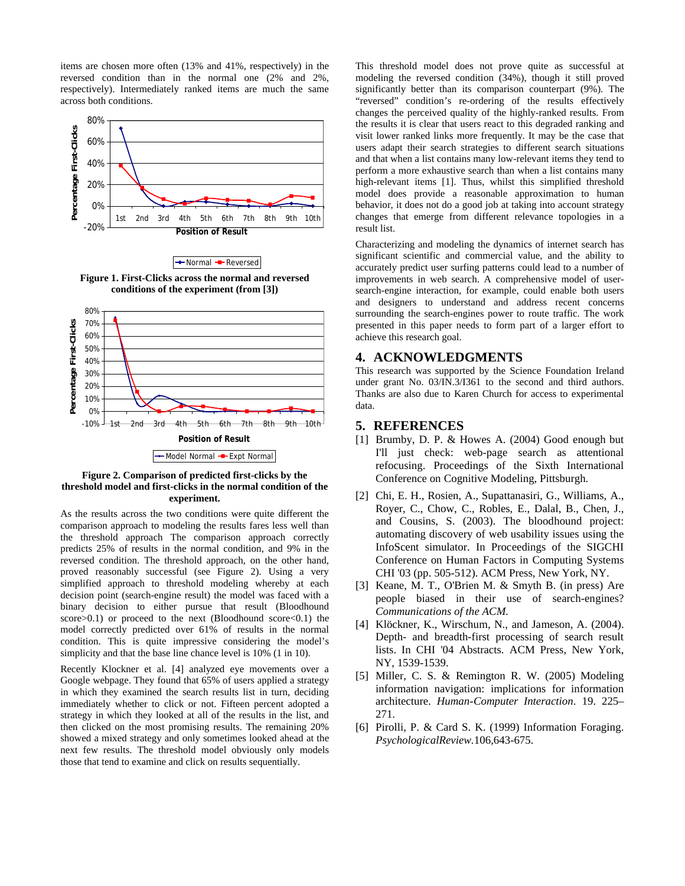items are chosen more often (13% and 41%, respectively) in the reversed condition than in the normal one (2% and 2%, respectively). Intermediately ranked items are much the same across both conditions.

80%
60%
40%
20%
0%
-20%
Percentage First-Clicks
1st 2nd 3rd 4th 5th 6th 7th 8th 9th 10th
Position of Result
Normal Reversed

**Figure 1. First-Clicks across the normal and reversed conditions of the experiment (from [3])**

80%
70%
60%
50%
40%
30%
20%
10%
0%
-10%
Percentage First-Clicks
1st 2nd 3rd 4th 5th 6th 7th 8th 9th 10th
Position of Result
Model Normal Expt Normal

**Figure 2. Comparison of predicted first-clicks by the threshold model and first-clicks in the normal condition of the experiment.**

As the results across the two conditions were quite different the comparison approach to modeling the results fares less well than the threshold approach The comparison approach correctly predicts 25% of results in the normal condition, and 9% in the reversed condition. The threshold approach, on the other hand, proved reasonably successful (see Figure 2). Using a very simplified approach to threshold modeling whereby at each decision point (search-engine result) the model was faced with a binary decision to either pursue that result (Bloodhound score>0.1) or proceed to the next (Bloodhound score<0.1) the model correctly predicted over 61% of results in the normal condition. This is quite impressive considering the model's simplicity and that the base line chance level is 10% (1 in 10).

Recently Klockner et al. [4] analyzed eye movements over a Google webpage. They found that 65% of users applied a strategy in which they examined the search results list in turn, deciding immediately whether to click or not. Fifteen percent adopted a strategy in which they looked at all of the results in the list, and then clicked on the most promising results. The remaining 20% showed a mixed strategy and only sometimes looked ahead at the next few results. The threshold model obviously only models those that tend to examine and click on results sequentially.

This threshold model does not prove quite as successful at modeling the reversed condition (34%), though it still proved significantly better than its comparison counterpart (9%). The "reversed" condition's re-ordering of the results effectively changes the perceived quality of the highly-ranked results. From the results it is clear that users react to this degraded ranking and visit lower ranked links more frequently. It may be the case that users adapt their search strategies to different search situations and that when a list contains many low-relevant items they tend to perform a more exhaustive search than when a list contains many high-relevant items [1]. Thus, whilst this simplified threshold model does provide a reasonable approximation to human behavior, it does not do a good job at taking into account strategy changes that emerge from different relevance topologies in a result list.

Characterizing and modeling the dynamics of internet search has significant scientific and commercial value, and the ability to accurately predict user surfing patterns could lead to a number of improvements in web search. A comprehensive model of user-search-engine interaction, for example, could enable both users and designers to understand and address recent concerns surrounding the search-engines power to route traffic. The work presented in this paper needs to form part of a larger effort to achieve this research goal.

## 4. ACKNOWLEDGMENTS

This research was supported by the Science Foundation Ireland under grant No. 03/IN.3/I361 to the second and third authors. Thanks are also due to Karen Church for access to experimental data.

## 5. REFERENCES

[1] Brumby, D. P. & Howes A. (2004) Good enough but I'll just check: web-page search as attentional refocusing. Proceedings of the Sixth International Conference on Cognitive Modeling, Pittsburgh.

[2] Chi, E. H., Rosien, A., Supattanasiri, G., Williams, A., Royer, C., Chow, C., Robles, E., Dalal, B., Chen, J., and Cousins, S. (2003). The bloodhound project: automating discovery of web usability issues using the InfoScent simulator. In Proceedings of the SIGCHI Conference on Human Factors in Computing Systems CHI '03 (pp. 505-512). ACM Press, New York, NY.

[3] Keane, M. T., O'Brien M. & Smyth B. (in press) Are people biased in their use of search-engines? *Communications of the ACM.*

[4] Klöckner, K., Wirschum, N., and Jameson, A. (2004). Depth- and breadth-first processing of search result lists. In CHI '04 Abstracts. ACM Press, New York, NY, 1539-1539.

[5] Miller, C. S. & Remington R. W. (2005) Modeling information navigation: implications for information architecture. *Human-Computer Interaction*. 19. 225–271.

[6] Pirolli, P. & Card S. K. (1999) Information Foraging. *PsychologicalReview.*106,643-675.